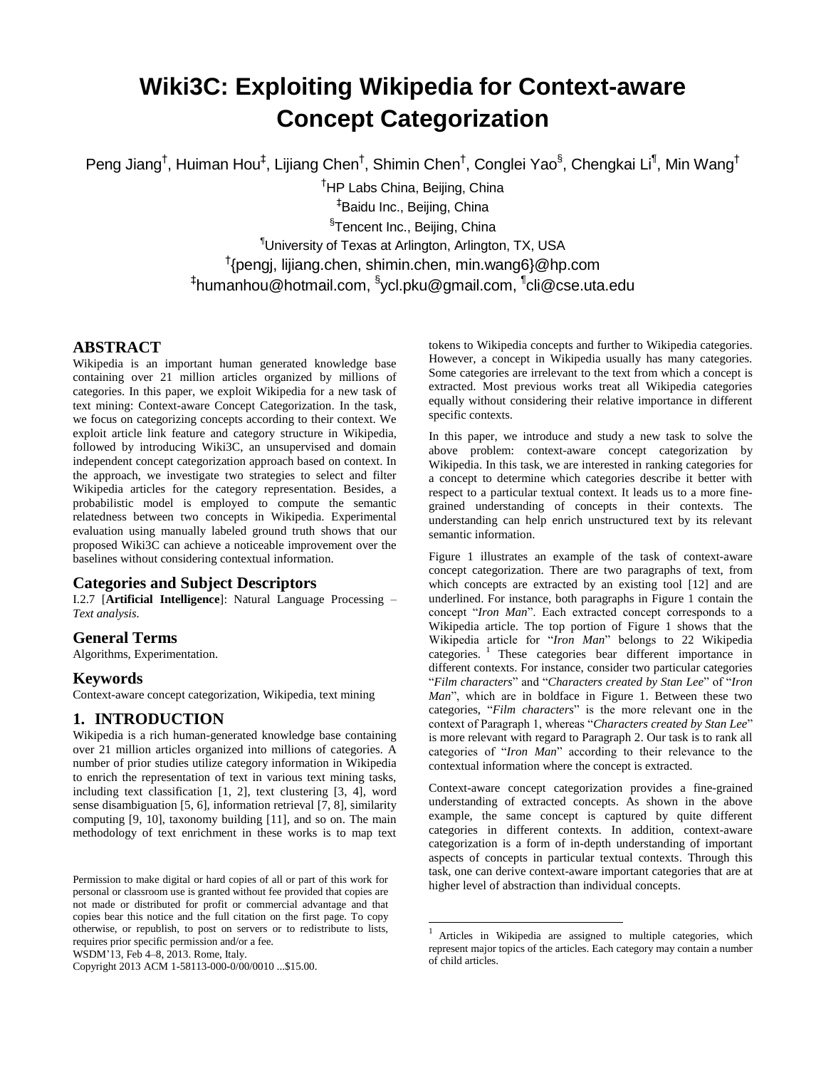# Wiki3C: Exploiting Wikipedia for Context-aware Concept Categorization

Peng Jiang[†], Huiman Hou[‡], Lijiang Chen[†], Shimin Chen[†], Conglei Yao[§], Chengkai Li[¶], Min Wang[†]

[†]HP Labs China, Beijing, China

[‡]Baidu Inc., Beijing, China

[§]Tencent Inc., Beijing, China

[¶]University of Texas at Arlington, Arlington, TX, USA

[†]{pengj, lijiang.chen, shimin.chen, min.wang6}@hp.com

[‡]humanhou@hotmail.com, [§]ycl.pku@gmail.com, [¶]cli@cse.uta.edu

## ABSTRACT

Wikipedia is an important human generated knowledge base containing over 21 million articles organized by millions of categories. In this paper, we exploit Wikipedia for a new task of text mining: Context-aware Concept Categorization. In the task, we focus on categorizing concepts according to their context. We exploit article link feature and category structure in Wikipedia, followed by introducing Wiki3C, an unsupervised and domain independent concept categorization approach based on context. In the approach, we investigate two strategies to select and filter Wikipedia articles for the category representation. Besides, a probabilistic model is employed to compute the semantic relatedness between two concepts in Wikipedia. Experimental evaluation using manually labeled ground truth shows that our proposed Wiki3C can achieve a noticeable improvement over the baselines without considering contextual information.

### Categories and Subject Descriptors

I.2.7 [**Artificial Intelligence**]: Natural Language Processing – *Text analysis.*

### General Terms

Algorithms, Experimentation.

### Keywords

Context-aware concept categorization, Wikipedia, text mining

## 1. INTRODUCTION

Wikipedia is a rich human-generated knowledge base containing over 21 million articles organized into millions of categories. A number of prior studies utilize category information in Wikipedia to enrich the representation of text in various text mining tasks, including text classification [1, 2], text clustering [3, 4], word sense disambiguation [5, 6], information retrieval [7, 8], similarity computing [9, 10], taxonomy building [11], and so on. The main methodology of text enrichment in these works is to map text tokens to Wikipedia concepts and further to Wikipedia categories. However, a concept in Wikipedia usually has many categories. Some categories are irrelevant to the text from which a concept is extracted. Most previous works treat all Wikipedia categories equally without considering their relative importance in different specific contexts.

In this paper, we introduce and study a new task to solve the above problem: context-aware concept categorization by Wikipedia. In this task, we are interested in ranking categories for a concept to determine which categories describe it better with respect to a particular textual context. It leads us to a more fine-grained understanding of concepts in their contexts. The understanding can help enrich unstructured text by its relevant semantic information.

Figure 1 illustrates an example of the task of context-aware concept categorization. There are two paragraphs of text, from which concepts are extracted by an existing tool [12] and are underlined. For instance, both paragraphs in Figure 1 contain the concept "*Iron Man*". Each extracted concept corresponds to a Wikipedia article. The top portion of Figure 1 shows that the Wikipedia article for "*Iron Man*" belongs to 22 Wikipedia categories. [1] These categories bear different importance in different contexts. For instance, consider two particular categories "*Film characters*" and "*Characters created by Stan Lee*" of "*Iron Man*", which are in boldface in Figure 1. Between these two categories, "*Film characters*" is the more relevant one in the context of Paragraph 1, whereas "*Characters created by Stan Lee*" is more relevant with regard to Paragraph 2. Our task is to rank all categories of "*Iron Man*" according to their relevance to the contextual information where the concept is extracted.

Context-aware concept categorization provides a fine-grained understanding of extracted concepts. As shown in the above example, the same concept is captured by quite different categories in different contexts. In addition, context-aware categorization is a form of in-depth understanding of important aspects of concepts in particular textual contexts. Through this task, one can derive context-aware important categories that are at higher level of abstraction than individual concepts.

[1] Articles in Wikipedia are assigned to multiple categories, which represent major topics of the articles. Each category may contain a number of child articles.

Permission to make digital or hard copies of all or part of this work for personal or classroom use is granted without fee provided that copies are not made or distributed for profit or commercial advantage and that copies bear this notice and the full citation on the first page. To copy otherwise, or republish, to post on servers or to redistribute to lists, requires prior specific permission and/or a fee.
WSDM'13, Feb 4–8, 2013. Rome, Italy.
Copyright 2013 ACM 1-58113-000-0/00/0010 ...$15.00.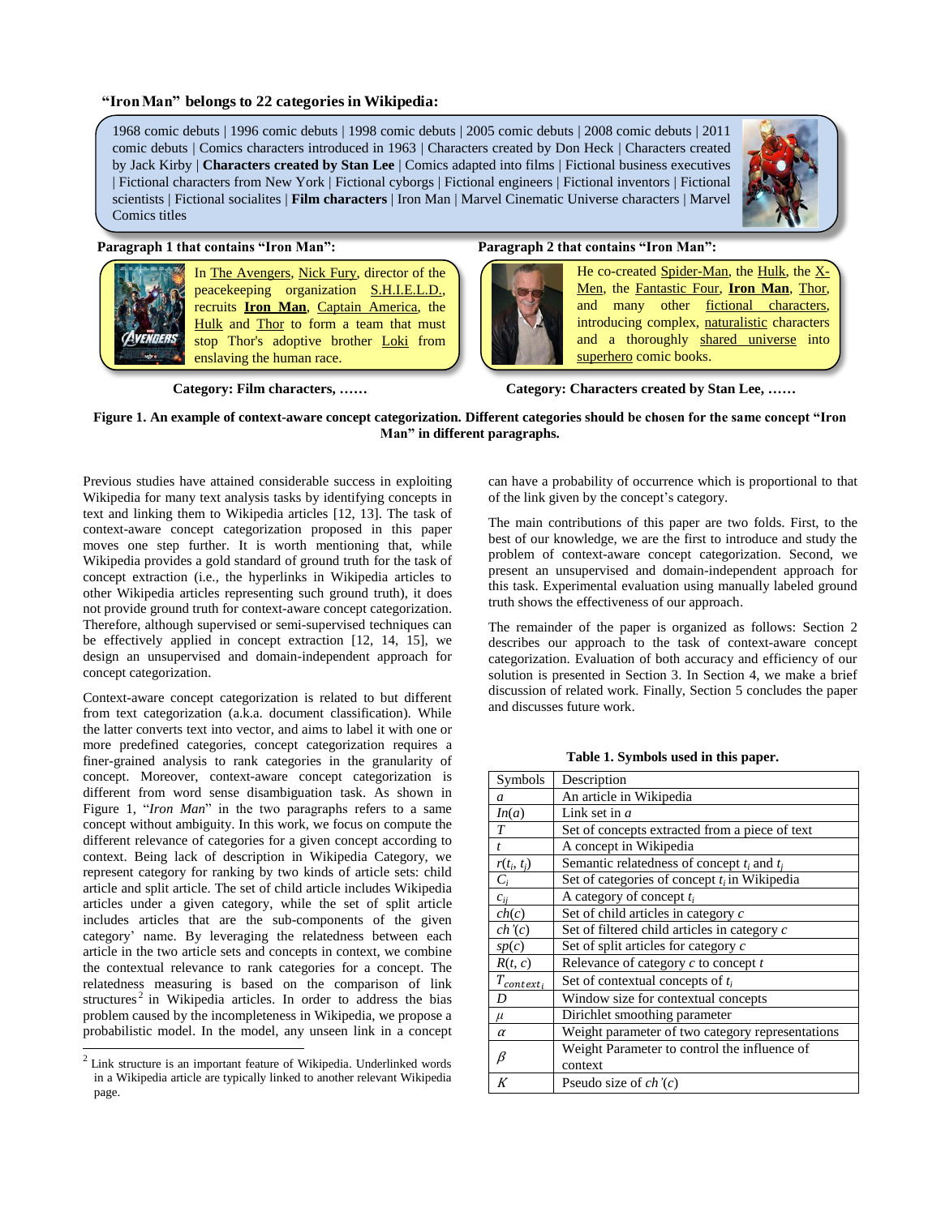**"Iron Man" belongs to 22 categories in Wikipedia:**

1968 comic debuts | 1996 comic debuts | 1998 comic debuts | 2005 comic debuts | 2008 comic debuts | 2011 comic debuts | Comics characters introduced in 1963 | Characters created by Don Heck | Characters created by Jack Kirby | **Characters created by Stan Lee** | Comics adapted into films | Fictional business executives | Fictional characters from New York | Fictional cyborgs | Fictional engineers | Fictional inventors | Fictional scientists | Fictional socialites | **Film characters** | Iron Man | Marvel Cinematic Universe characters | Marvel Comics titles

**Paragraph 1 that contains "Iron Man":**

In The Avengers, Nick Fury, director of the peacekeeping organization S.H.I.E.L.D., recruits **Iron Man**, Captain America, the Hulk and Thor to form a team that must stop Thor's adoptive brother Loki from enslaving the human race.

**Category: Film characters, ……**

**Paragraph 2 that contains "Iron Man":**

He co-created Spider-Man, the Hulk, the X-Men, the Fantastic Four, **Iron Man**, Thor, and many other fictional characters, introducing complex, naturalistic characters and a thoroughly shared universe into superhero comic books.

**Category: Characters created by Stan Lee, ……**

**Figure 1. An example of context-aware concept categorization. Different categories should be chosen for the same concept "Iron Man" in different paragraphs.**

Previous studies have attained considerable success in exploiting Wikipedia for many text analysis tasks by identifying concepts in text and linking them to Wikipedia articles [12, 13]. The task of context-aware concept categorization proposed in this paper moves one step further. It is worth mentioning that, while Wikipedia provides a gold standard of ground truth for the task of concept extraction (i.e., the hyperlinks in Wikipedia articles to other Wikipedia articles representing such ground truth), it does not provide ground truth for context-aware concept categorization. Therefore, although supervised or semi-supervised techniques can be effectively applied in concept extraction [12, 14, 15], we design an unsupervised and domain-independent approach for concept categorization.

Context-aware concept categorization is related to but different from text categorization (a.k.a. document classification). While the latter converts text into vector, and aims to label it with one or more predefined categories, concept categorization requires a finer-grained analysis to rank categories in the granularity of concept. Moreover, context-aware concept categorization is different from word sense disambiguation task. As shown in Figure 1, "*Iron Man*" in the two paragraphs refers to a same concept without ambiguity. In this work, we focus on compute the different relevance of categories for a given concept according to context. Being lack of description in Wikipedia Category, we represent category for ranking by two kinds of article sets: child article and split article. The set of child article includes Wikipedia articles under a given category, while the set of split article includes articles that are the sub-components of the given category' name. By leveraging the relatedness between each article in the two article sets and concepts in context, we combine the contextual relevance to rank categories for a concept. The relatedness measuring is based on the comparison of link structures[2] in Wikipedia articles. In order to address the bias problem caused by the incompleteness in Wikipedia, we propose a probabilistic model. In the model, any unseen link in a concept can have a probability of occurrence which is proportional to that of the link given by the concept's category.

The main contributions of this paper are two folds. First, to the best of our knowledge, we are the first to introduce and study the problem of context-aware concept categorization. Second, we present an unsupervised and domain-independent approach for this task. Experimental evaluation using manually labeled ground truth shows the effectiveness of our approach.

The remainder of the paper is organized as follows: Section 2 describes our approach to the task of context-aware concept categorization. Evaluation of both accuracy and efficiency of our solution is presented in Section 3. In Section 4, we make a brief discussion of related work. Finally, Section 5 concludes the paper and discusses future work.

**Table 1. Symbols used in this paper.**

| Symbols | Description |
|---|---|
| $a$ | An article in Wikipedia |
| $In(a)$ | Link set in $a$ |
| $T$ | Set of concepts extracted from a piece of text |
| $t$ | A concept in Wikipedia |
| $r(t_i, t_j)$ | Semantic relatedness of concept $t_i$ and $t_j$ |
| $C_i$ | Set of categories of concept $t_i$ in Wikipedia |
| $c_{ij}$ | A category of concept $t_i$ |
| $ch(c)$ | Set of child articles in category $c$ |
| $ch'(c)$ | Set of filtered child articles in category $c$ |
| $sp(c)$ | Set of split articles for category $c$ |
| $R(t, c)$ | Relevance of category $c$ to concept $t$ |
| $T_{context_i}$ | Set of contextual concepts of $t_i$ |
| $D$ | Window size for contextual concepts |
| $\mu$ | Dirichlet smoothing parameter |
| $\alpha$ | Weight parameter of two category representations |
| $\beta$ | Weight Parameter to control the influence of context |
| $K$ | Pseudo size of $ch'(c)$ |

[2] Link structure is an important feature of Wikipedia. Underlinked words in a Wikipedia article are typically linked to another relevant Wikipedia page.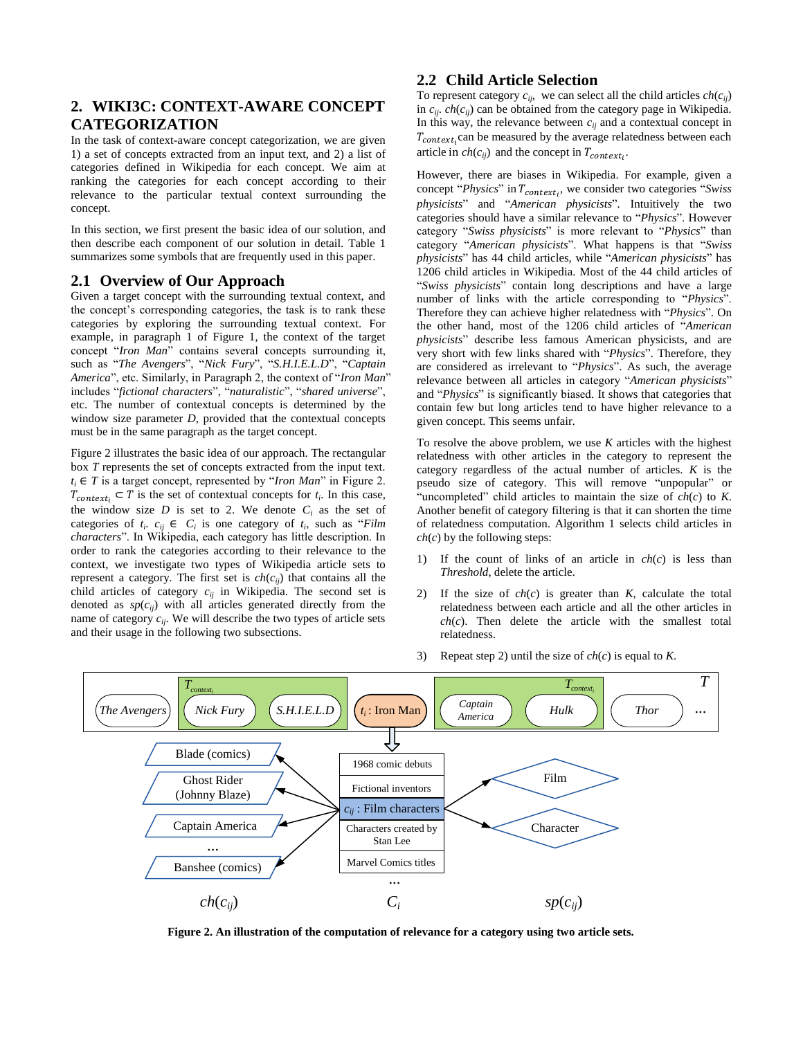## 2. WIKI3C: CONTEXT-AWARE CONCEPT CATEGORIZATION

In the task of context-aware concept categorization, we are given 1) a set of concepts extracted from an input text, and 2) a list of categories defined in Wikipedia for each concept. We aim at ranking the categories for each concept according to their relevance to the particular textual context surrounding the concept.

In this section, we first present the basic idea of our solution, and then describe each component of our solution in detail. Table 1 summarizes some symbols that are frequently used in this paper.

### 2.1 Overview of Our Approach

Given a target concept with the surrounding textual context, and the concept's corresponding categories, the task is to rank these categories by exploring the surrounding textual context. For example, in paragraph 1 of Figure 1, the context of the target concept "*Iron Man*" contains several concepts surrounding it, such as "*The Avengers*", "*Nick Fury*", "*S.H.I.E.L.D*", "*Captain America*", etc. Similarly, in Paragraph 2, the context of "*Iron Man*" includes "*fictional characters*", "*naturalistic*", "*shared universe*", etc. The number of contextual concepts is determined by the window size parameter *D*, provided that the contextual concepts must be in the same paragraph as the target concept.

Figure 2 illustrates the basic idea of our approach. The rectangular box *T* represents the set of concepts extracted from the input text. $t_i \in T$ is a target concept, represented by "*Iron Man*" in Figure 2. $T_{context_i} \subset T$ is the set of contextual concepts for $t_i$. In this case, the window size *D* is set to 2. We denote $C_i$ as the set of categories of $t_i$. $c_{ij} \in C_i$ is one category of $t_i$, such as "*Film characters*". In Wikipedia, each category has little description. In order to rank the categories according to their relevance to the context, we investigate two types of Wikipedia article sets to represent a category. The first set is $ch(c_{ij})$ that contains all the child articles of category $c_{ij}$ in Wikipedia. The second set is denoted as $sp(c_{ij})$ with all articles generated directly from the name of category $c_{ij}$. We will describe the two types of article sets and their usage in the following two subsections.

### 2.2 Child Article Selection

To represent category $c_{ij}$, we can select all the child articles $ch(c_{ij})$ in $c_{ij}$. $ch(c_{ij})$ can be obtained from the category page in Wikipedia. In this way, the relevance between $c_{ij}$ and a contextual concept in $T_{context_i}$ can be measured by the average relatedness between each article in $ch(c_{ij})$ and the concept in $T_{context_i}$.

However, there are biases in Wikipedia. For example, given a concept "*Physics*" in $T_{context_i}$, we consider two categories "*Swiss physicists*" and "*American physicists*". Intuitively the two categories should have a similar relevance to "*Physics*". However category "*Swiss physicists*" is more relevant to "*Physics*" than category "*American physicists*". What happens is that "*Swiss physicists*" has 44 child articles, while "*American physicists*" has 1206 child articles in Wikipedia. Most of the 44 child articles of "*Swiss physicists*" contain long descriptions and have a large number of links with the article corresponding to "*Physics*". Therefore they can achieve higher relatedness with "*Physics*". On the other hand, most of the 1206 child articles of "*American physicists*" describe less famous American physicists, and are very short with few links shared with "*Physics*". Therefore, they are considered as irrelevant to "*Physics*". As such, the average relevance between all articles in category "*American physicists*" and "*Physics*" is significantly biased. It shows that categories that contain few but long articles tend to have higher relevance to a given concept. This seems unfair.

To resolve the above problem, we use *K* articles with the highest relatedness with other articles in the category to represent the category regardless of the actual number of articles. *K* is the pseudo size of category. This will remove "unpopular" or "uncompleted" child articles to maintain the size of $ch(c)$ to *K*. Another benefit of category filtering is that it can shorten the time of relatedness computation. Algorithm 1 selects child articles in $ch(c)$ by the following steps:

1) If the count of links of an article in $ch(c)$ is less than *Threshold*, delete the article.

2) If the size of $ch(c)$ is greater than *K*, calculate the total relatedness between each article and all the other articles in $ch(c)$. Then delete the article with the smallest total relatedness.

3) Repeat step 2) until the size of $ch(c)$ is equal to *K*.

**Figure 2. An illustration of the computation of relevance for a category using two article sets.**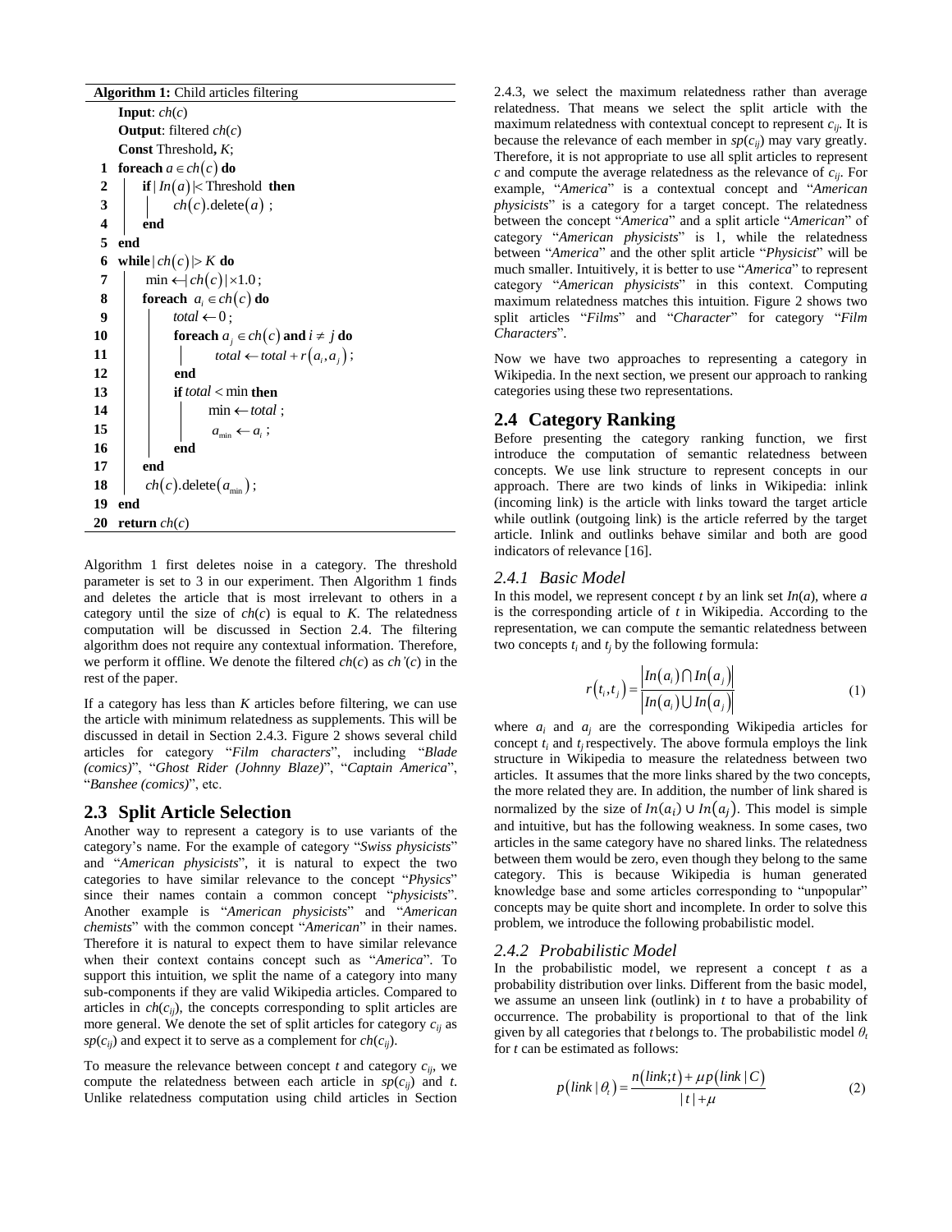**Algorithm 1:** Child articles filtering

```
    Input: ch(c)
    Output: filtered ch(c)
    Const Threshold, K;
1   foreach a ∈ ch(c) do
2       if |In(a)| < Threshold then
3           ch(c).delete(a);
4       end
5   end
6   while |ch(c)| > K do
7       min ← |ch(c)| × 1.0;
8       foreach a_i ∈ ch(c) do
9           total ← 0;
10          foreach a_j ∈ ch(c) and i ≠ j do
11              total ← total + r(a_i, a_j);
12          end
13          if total < min then
14              min ← total;
15              a_min ← a_i;
16          end
17      end
18      ch(c).delete(a_min);
19  end
20  return ch(c)
```

Algorithm 1 first deletes noise in a category. The threshold parameter is set to 3 in our experiment. Then Algorithm 1 finds and deletes the article that is most irrelevant to others in a category until the size of $ch(c)$ is equal to $K$. The relatedness computation will be discussed in Section 2.4. The filtering algorithm does not require any contextual information. Therefore, we perform it offline. We denote the filtered $ch(c)$ as $ch'(c)$ in the rest of the paper.

If a category has less than $K$ articles before filtering, we can use the article with minimum relatedness as supplements. This will be discussed in detail in Section 2.4.3. Figure 2 shows several child articles for category "*Film characters*", including "*Blade (comics)*", "*Ghost Rider (Johnny Blaze)*", "*Captain America*", "*Banshee (comics)*", etc.

## 2.3 Split Article Selection

Another way to represent a category is to use variants of the category's name. For the example of category "*Swiss physicists*" and "*American physicists*", it is natural to expect the two categories to have similar relevance to the concept "*Physics*" since their names contain a common concept "*physicists*". Another example is "*American physicists*" and "*American chemists*" with the common concept "*American*" in their names. Therefore it is natural to expect them to have similar relevance when their context contains concept such as "*America*". To support this intuition, we split the name of a category into many sub-components if they are valid Wikipedia articles. Compared to articles in $ch(c_{ij})$, the concepts corresponding to split articles are more general. We denote the set of split articles for category $c_{ij}$ as $sp(c_{ij})$ and expect it to serve as a complement for $ch(c_{ij})$.

To measure the relevance between concept $t$ and category $c_{ij}$, we compute the relatedness between each article in $sp(c_{ij})$ and $t$. Unlike relatedness computation using child articles in Section 2.4.3, we select the maximum relatedness rather than average relatedness. That means we select the split article with the maximum relatedness with contextual concept to represent $c_{ij}$. It is because the relevance of each member in $sp(c_{ij})$ may vary greatly. Therefore, it is not appropriate to use all split articles to represent $c$ and compute the average relatedness as the relevance of $c_{ij}$. For example, "*America*" is a contextual concept and "*American physicists*" is a category for a target concept. The relatedness between the concept "*America*" and a split article "*American*" of category "*American physicists*" is 1, while the relatedness between "*America*" and the other split article "*Physicist*" will be much smaller. Intuitively, it is better to use "*America*" to represent category "*American physicists*" in this context. Computing maximum relatedness matches this intuition. Figure 2 shows two split articles "*Films*" and "*Character*" for category "*Film Characters*".

Now we have two approaches to representing a category in Wikipedia. In the next section, we present our approach to ranking categories using these two representations.

## 2.4 Category Ranking

Before presenting the category ranking function, we first introduce the computation of semantic relatedness between concepts. We use link structure to represent concepts in our approach. There are two kinds of links in Wikipedia: inlink (incoming link) is the article with links toward the target article while outlink (outgoing link) is the article referred by the target article. Inlink and outlinks behave similar and both are good indicators of relevance [16].

### *2.4.1 Basic Model*

In this model, we represent concept $t$ by an link set $In(a)$, where $a$ is the corresponding article of $t$ in Wikipedia. According to the representation, we can compute the semantic relatedness between two concepts $t_i$ and $t_j$ by the following formula:

$$r(t_i, t_j) = \frac{|In(a_i) \cap In(a_j)|}{|In(a_i) \cup In(a_j)|} \quad (1)$$

where $a_i$ and $a_j$ are the corresponding Wikipedia articles for concept $t_i$ and $t_j$ respectively. The above formula employs the link structure in Wikipedia to measure the relatedness between two articles. It assumes that the more links shared by the two concepts, the more related they are. In addition, the number of link shared is normalized by the size of $In(a_i) \cup In(a_j)$. This model is simple and intuitive, but has the following weakness. In some cases, two articles in the same category have no shared links. The relatedness between them would be zero, even though they belong to the same category. This is because Wikipedia is human generated knowledge base and some articles corresponding to "unpopular" concepts may be quite short and incomplete. In order to solve this problem, we introduce the following probabilistic model.

### *2.4.2 Probabilistic Model*

In the probabilistic model, we represent a concept $t$ as a probability distribution over links. Different from the basic model, we assume an unseen link (outlink) in $t$ to have a probability of occurrence. The probability is proportional to that of the link given by all categories that $t$ belongs to. The probabilistic model $\theta_t$ for $t$ can be estimated as follows:

$$p(link \mid \theta_t) = \frac{n(link; t) + \mu p(link \mid C)}{|t| + \mu} \quad (2)$$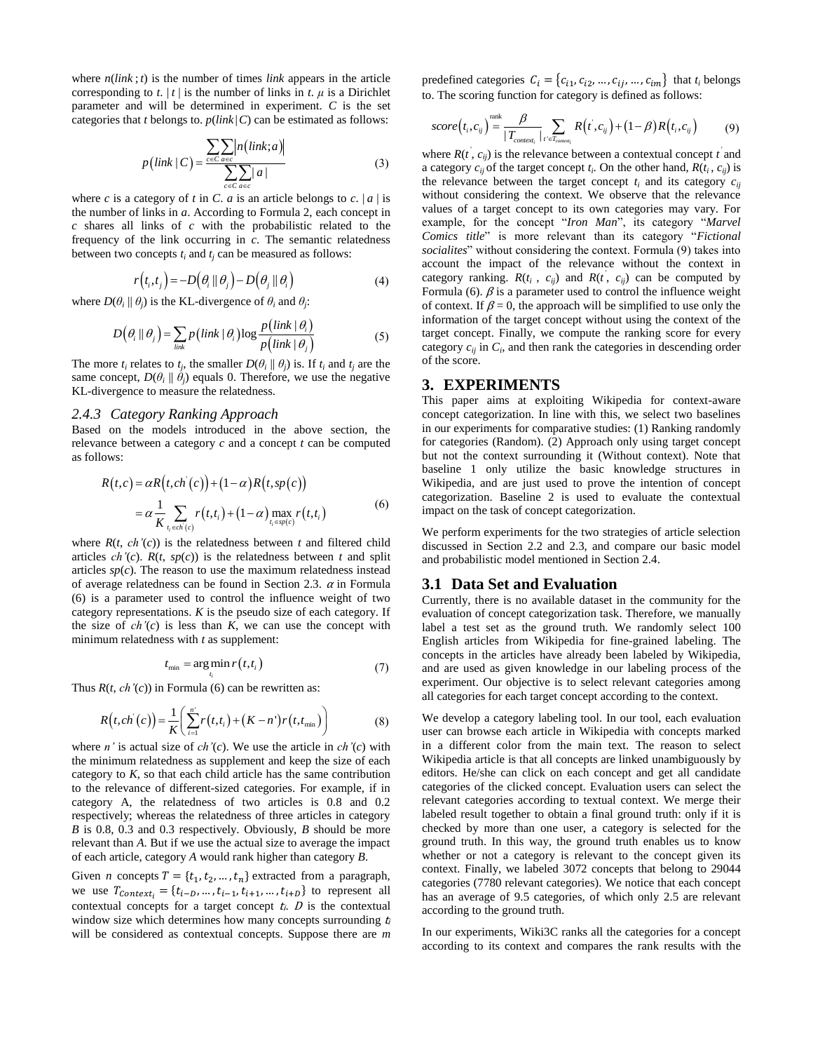where $n(link\,;t)$ is the number of times *link* appears in the article corresponding to $t$. $|t|$ is the number of links in $t$. $\mu$ is a Dirichlet parameter and will be determined in experiment. $C$ is the set categories that $t$ belongs to. $p(link|C)$ can be estimated as follows:

$$p\left(link \mid C\right) = \frac{\sum_{c \in C}\sum_{a \in c}\left|n\left(link;a\right)\right|}{\sum_{c \in C}\sum_{a \in c}|a|} \tag{3}$$

where $c$ is a category of $t$ in $C$. $a$ is an article belongs to $c$. $|a|$ is the number of links in $a$. According to Formula 2, each concept in $c$ shares all links of $c$ with the probabilistic related to the frequency of the link occurring in $c$. The semantic relatedness between two concepts $t_i$ and $t_j$ can be measured as follows:

$$r\left(t_i, t_j\right) = -D\left(\theta_i \,\|\, \theta_j\right) - D\left(\theta_j \,\|\, \theta_i\right) \tag{4}$$

where $D(\theta_i \| \theta_j)$ is the KL-divergence of $\theta_i$ and $\theta_j$:

$$D\left(\theta_i \,\|\, \theta_j\right) = \sum_{link} p\left(link \mid \theta_i\right)\log\frac{p\left(link \mid \theta_i\right)}{p\left(link \mid \theta_j\right)} \tag{5}$$

The more $t_i$ relates to $t_j$, the smaller $D(\theta_i \| \theta_j)$ is. If $t_i$ and $t_j$ are the same concept, $D(\theta_i \| \theta_j)$ equals 0. Therefore, we use the negative KL-divergence to measure the relatedness.

### 2.4.3 Category Ranking Approach

Based on the models introduced in the above section, the relevance between a category $c$ and a concept $t$ can be computed as follows:

$$\begin{aligned} R\left(t,c\right) &= \alpha R\left(t, ch^{'}\left(c\right)\right) + \left(1-\alpha\right) R\left(t, sp\left(c\right)\right) \\ &= \alpha \frac{1}{K}\sum_{t_i \in ch^{'}(c)} r\left(t,t_i\right) + \left(1-\alpha\right)\max_{t_i \in sp(c)} r\left(t,t_i\right) \end{aligned} \tag{6}$$

where $R(t, ch'(c))$ is the relatedness between $t$ and filtered child articles $ch'(c)$. $R(t, sp(c))$ is the relatedness between $t$ and split articles $sp(c)$. The reason to use the maximum relatedness instead of average relatedness can be found in Section 2.3. $\alpha$ in Formula (6) is a parameter used to control the influence weight of two category representations. $K$ is the pseudo size of each category. If the size of $ch'(c)$ is less than $K$, we can use the concept with minimum relatedness with $t$ as supplement:

$$t_{\min} = \arg\min_{t_i} r\left(t,t_i\right) \tag{7}$$

Thus $R(t, ch'(c))$ in Formula (6) can be rewritten as:

$$R\left(t, ch^{'}\left(c\right)\right) = \frac{1}{K}\left(\sum_{i=1}^{n'} r\left(t,t_i\right) + \left(K-n'\right) r\left(t,t_{\min}\right)\right) \tag{8}$$

where $n'$ is actual size of $ch'(c)$. We use the article in $ch'(c)$ with the minimum relatedness as supplement and keep the size of each category to $K$, so that each child article has the same contribution to the relevance of different-sized categories. For example, if in category A, the relatedness of two articles is 0.8 and 0.2 respectively; whereas the relatedness of three articles in category $B$ is 0.8, 0.3 and 0.3 respectively. Obviously, $B$ should be more relevant than $A$. But if we use the actual size to average the impact of each article, category $A$ would rank higher than category $B$.

Given $n$ concepts $T = \{t_1, t_2, \ldots, t_n\}$ extracted from a paragraph, we use $T_{Context_i} = \{t_{i-D}, \ldots, t_{i-1}, t_{i+1}, \ldots, t_{i+D}\}$ to represent all contextual concepts for a target concept $t_i$. $D$ is the contextual window size which determines how many concepts surrounding $t_i$ will be considered as contextual concepts. Suppose there are $m$ predefined categories $C_i = \{c_{i1}, c_{i2}, \ldots, c_{ij}, \ldots, c_{im}\}$ that $t_i$ belongs to. The scoring function for category is defined as follows:

$$score\left(t_i, c_{ij}\right) \overset{\text{rank}}{=} \frac{\beta}{|T_{context_i}|}\sum_{t' \in T_{context_i}} R\left(t', c_{ij}\right) + \left(1-\beta\right) R\left(t_i, c_{ij}\right) \tag{9}$$

where $R(t', c_{ij})$ is the relevance between a contextual concept $t'$ and a category $c_{ij}$ of the target concept $t_i$. On the other hand, $R(t_i, c_{ij})$ is the relevance between the target concept $t_i$ and its category $c_{ij}$ without considering the context. We observe that the relevance values of a target concept to its own categories may vary. For example, for the concept "*Iron Man*", its category "*Marvel Comics title*" is more relevant than its category "*Fictional socialites*" without considering the context. Formula (9) takes into account the impact of the relevance without the context in category ranking. $R(t_i, c_{ij})$ and $R(t', c_{ij})$ can be computed by Formula (6). $\beta$ is a parameter used to control the influence weight of context. If $\beta = 0$, the approach will be simplified to use only the information of the target concept without using the context of the target concept. Finally, we compute the ranking score for every category $c_{ij}$ in $C_i$, and then rank the categories in descending order of the score.

## 3. EXPERIMENTS

This paper aims at exploiting Wikipedia for context-aware concept categorization. In line with this, we select two baselines in our experiments for comparative studies: (1) Ranking randomly for categories (Random). (2) Approach only using target concept but not the context surrounding it (Without context). Note that baseline 1 only utilize the basic knowledge structures in Wikipedia, and are just used to prove the intention of concept categorization. Baseline 2 is used to evaluate the contextual impact on the task of concept categorization.

We perform experiments for the two strategies of article selection discussed in Section 2.2 and 2.3, and compare our basic model and probabilistic model mentioned in Section 2.4.

### 3.1 Data Set and Evaluation

Currently, there is no available dataset in the community for the evaluation of concept categorization task. Therefore, we manually label a test set as the ground truth. We randomly select 100 English articles from Wikipedia for fine-grained labeling. The concepts in the articles have already been labeled by Wikipedia, and are used as given knowledge in our labeling process of the experiment. Our objective is to select relevant categories among all categories for each target concept according to the context.

We develop a category labeling tool. In our tool, each evaluation user can browse each article in Wikipedia with concepts marked in a different color from the main text. The reason to select Wikipedia article is that all concepts are linked unambiguously by editors. He/she can click on each concept and get all candidate categories of the clicked concept. Evaluation users can select the relevant categories according to textual context. We merge their labeled result together to obtain a final ground truth: only if it is checked by more than one user, a category is selected for the ground truth. In this way, the ground truth enables us to know whether or not a category is relevant to the concept given its context. Finally, we labeled 3072 concepts that belong to 29044 categories (7780 relevant categories). We notice that each concept has an average of 9.5 categories, of which only 2.5 are relevant according to the ground truth.

In our experiments, Wiki3C ranks all the categories for a concept according to its context and compares the rank results with the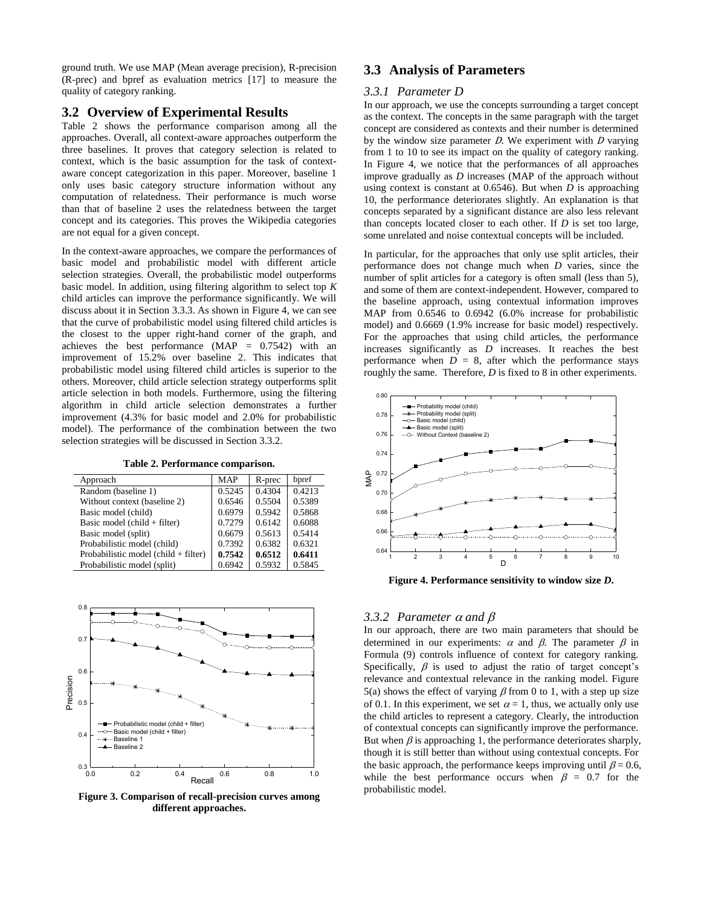ground truth. We use MAP (Mean average precision), R-precision (R-prec) and bpref as evaluation metrics [17] to measure the quality of category ranking.

## 3.2 Overview of Experimental Results

Table 2 shows the performance comparison among all the approaches. Overall, all context-aware approaches outperform the three baselines. It proves that category selection is related to context, which is the basic assumption for the task of context-aware concept categorization in this paper. Moreover, baseline 1 only uses basic category structure information without any computation of relatedness. Their performance is much worse than that of baseline 2 uses the relatedness between the target concept and its categories. This proves the Wikipedia categories are not equal for a given concept.

In the context-aware approaches, we compare the performances of basic model and probabilistic model with different article selection strategies. Overall, the probabilistic model outperforms basic model. In addition, using filtering algorithm to select top *K* child articles can improve the performance significantly. We will discuss about it in Section 3.3.3. As shown in Figure 4, we can see that the curve of probabilistic model using filtered child articles is the closest to the upper right-hand corner of the graph, and achieves the best performance (MAP = 0.7542) with an improvement of 15.2% over baseline 2. This indicates that probabilistic model using filtered child articles is superior to the others. Moreover, child article selection strategy outperforms split article selection in both models. Furthermore, using the filtering algorithm in child article selection demonstrates a further improvement (4.3% for basic model and 2.0% for probabilistic model). The performance of the combination between the two selection strategies will be discussed in Section 3.3.2.

**Table 2. Performance comparison.**

| Approach | MAP | R-prec | bpref |
|---|---|---|---|
| Random (baseline 1) | 0.5245 | 0.4304 | 0.4213 |
| Without context (baseline 2) | 0.6546 | 0.5504 | 0.5389 |
| Basic model (child) | 0.6979 | 0.5942 | 0.5868 |
| Basic model (child + filter) | 0.7279 | 0.6142 | 0.6088 |
| Basic model (split) | 0.6679 | 0.5613 | 0.5414 |
| Probabilistic model (child) | 0.7392 | 0.6382 | 0.6321 |
| Probabilistic model (child + filter) | **0.7542** | **0.6512** | **0.6411** |
| Probabilistic model (split) | 0.6942 | 0.5932 | 0.5845 |

**Figure 3. Comparison of recall-precision curves among different approaches.**

## 3.3 Analysis of Parameters

### 3.3.1 Parameter D

In our approach, we use the concepts surrounding a target concept as the context. The concepts in the same paragraph with the target concept are considered as contexts and their number is determined by the window size parameter *D*. We experiment with *D* varying from 1 to 10 to see its impact on the quality of category ranking. In Figure 4, we notice that the performances of all approaches improve gradually as *D* increases (MAP of the approach without using context is constant at 0.6546). But when *D* is approaching 10, the performance deteriorates slightly. An explanation is that concepts separated by a significant distance are also less relevant than concepts located closer to each other. If *D* is set too large, some unrelated and noise contextual concepts will be included.

In particular, for the approaches that only use split articles, their performance does not change much when *D* varies, since the number of split articles for a category is often small (less than 5), and some of them are context-independent. However, compared to the baseline approach, using contextual information improves MAP from 0.6546 to 0.6942 (6.0% increase for probabilistic model) and 0.6669 (1.9% increase for basic model) respectively. For the approaches that using child articles, the performance increases significantly as *D* increases. It reaches the best performance when $D$ = 8, after which the performance stays roughly the same. Therefore, *D* is fixed to 8 in other experiments.

**Figure 4. Performance sensitivity to window size *D*.**

### 3.3.2 Parameter $\alpha$ and $\beta$

In our approach, there are two main parameters that should be determined in our experiments: $\alpha$ and $\beta$. The parameter $\beta$ in Formula (9) controls influence of context for category ranking. Specifically, $\beta$ is used to adjust the ratio of target concept's relevance and contextual relevance in the ranking model. Figure 5(a) shows the effect of varying $\beta$ from 0 to 1, with a step up size of 0.1. In this experiment, we set $\alpha = 1$, thus, we actually only use the child articles to represent a category. Clearly, the introduction of contextual concepts can significantly improve the performance. But when $\beta$ is approaching 1, the performance deteriorates sharply, though it is still better than without using contextual concepts. For the basic approach, the performance keeps improving until $\beta = 0.6$, while the best performance occurs when $\beta = 0.7$ for the probabilistic model.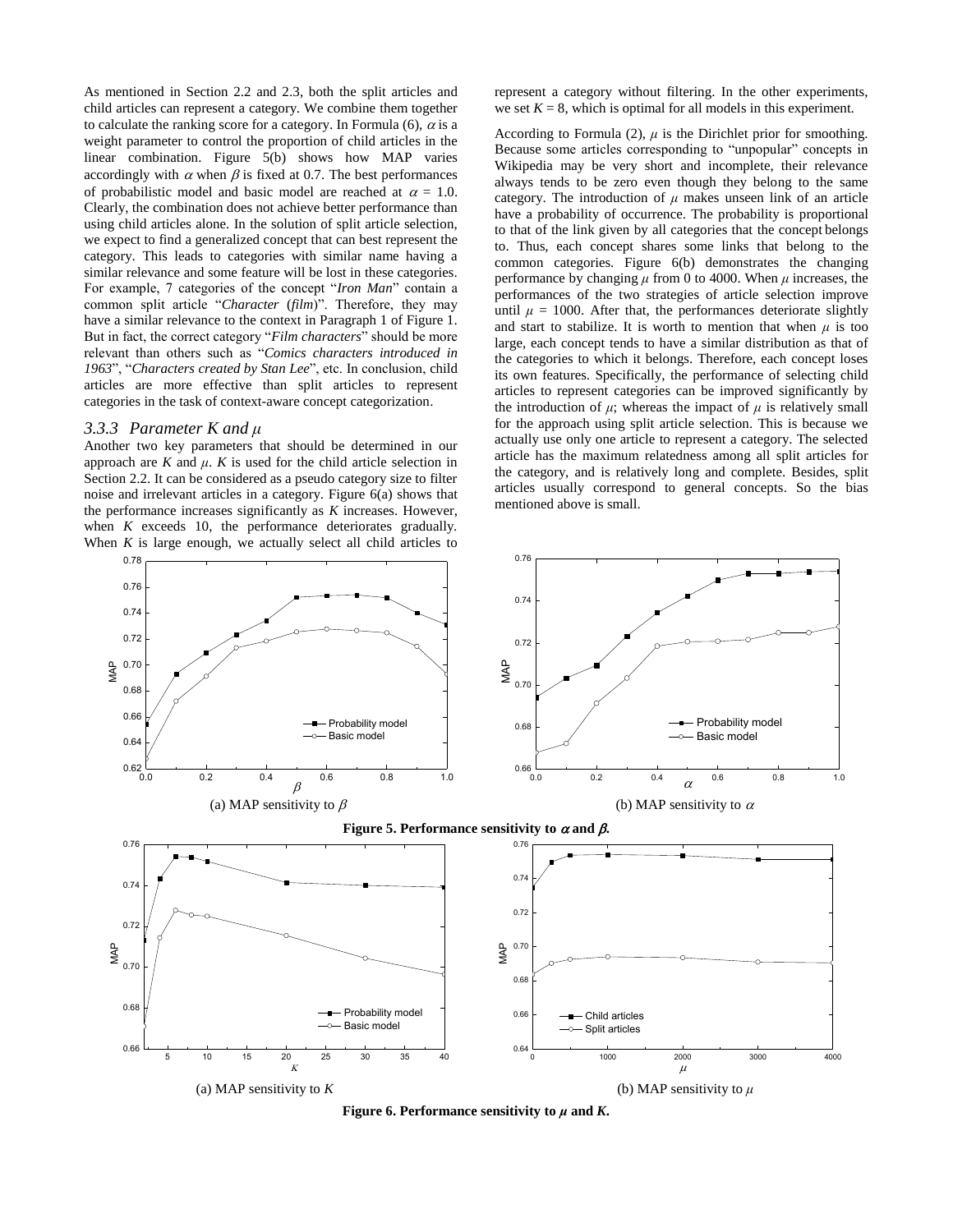As mentioned in Section 2.2 and 2.3, both the split articles and child articles can represent a category. We combine them together to calculate the ranking score for a category. In Formula (6), $\alpha$ is a weight parameter to control the proportion of child articles in the linear combination. Figure 5(b) shows how MAP varies accordingly with $\alpha$ when $\beta$ is fixed at 0.7. The best performances of probabilistic model and basic model are reached at $\alpha = 1.0$. Clearly, the combination does not achieve better performance than using child articles alone. In the solution of split article selection, we expect to find a generalized concept that can best represent the category. This leads to categories with similar name having a similar relevance and some feature will be lost in these categories. For example, 7 categories of the concept "*Iron Man*" contain a common split article "*Character (film)*". Therefore, they may have a similar relevance to the context in Paragraph 1 of Figure 1. But in fact, the correct category "*Film characters*" should be more relevant than others such as "*Comics characters introduced in 1963*", "*Characters created by Stan Lee*", etc. In conclusion, child articles are more effective than split articles to represent categories in the task of context-aware concept categorization.

### 3.3.3 Parameter $K$ and $\mu$

Another two key parameters that should be determined in our approach are $K$ and $\mu$. $K$ is used for the child article selection in Section 2.2. It can be considered as a pseudo category size to filter noise and irrelevant articles in a category. Figure 6(a) shows that the performance increases significantly as $K$ increases. However, when $K$ exceeds 10, the performance deteriorates gradually. When $K$ is large enough, we actually select all child articles to represent a category without filtering. In the other experiments, we set $K = 8$, which is optimal for all models in this experiment.

According to Formula (2), $\mu$ is the Dirichlet prior for smoothing. Because some articles corresponding to "unpopular" concepts in Wikipedia may be very short and incomplete, their relevance always tends to be zero even though they belong to the same category. The introduction of $\mu$ makes unseen link of an article have a probability of occurrence. The probability is proportional to that of the link given by all categories that the concept belongs to. Thus, each concept shares some links that belong to the common categories. Figure 6(b) demonstrates the changing performance by changing $\mu$ from 0 to 4000. When $\mu$ increases, the performances of the two strategies of article selection improve until $\mu = 1000$. After that, the performances deteriorate slightly and start to stabilize. It is worth to mention that when $\mu$ is too large, each concept tends to have a similar distribution as that of the categories to which it belongs. Therefore, each concept loses its own features. Specifically, the performance of selecting child articles to represent categories can be improved significantly by the introduction of $\mu$; whereas the impact of $\mu$ is relatively small for the approach using split article selection. This is because we actually use only one article to represent a category. The selected article has the maximum relatedness among all split articles for the category, and is relatively long and complete. Besides, split articles usually correspond to general concepts. So the bias mentioned above is small.

(a) MAP sensitivity to $\beta$

(b) MAP sensitivity to $\alpha$

**Figure 5. Performance sensitivity to $\alpha$ and $\beta$.**

(a) MAP sensitivity to $K$

(b) MAP sensitivity to $\mu$

**Figure 6. Performance sensitivity to $\mu$ and $K$.**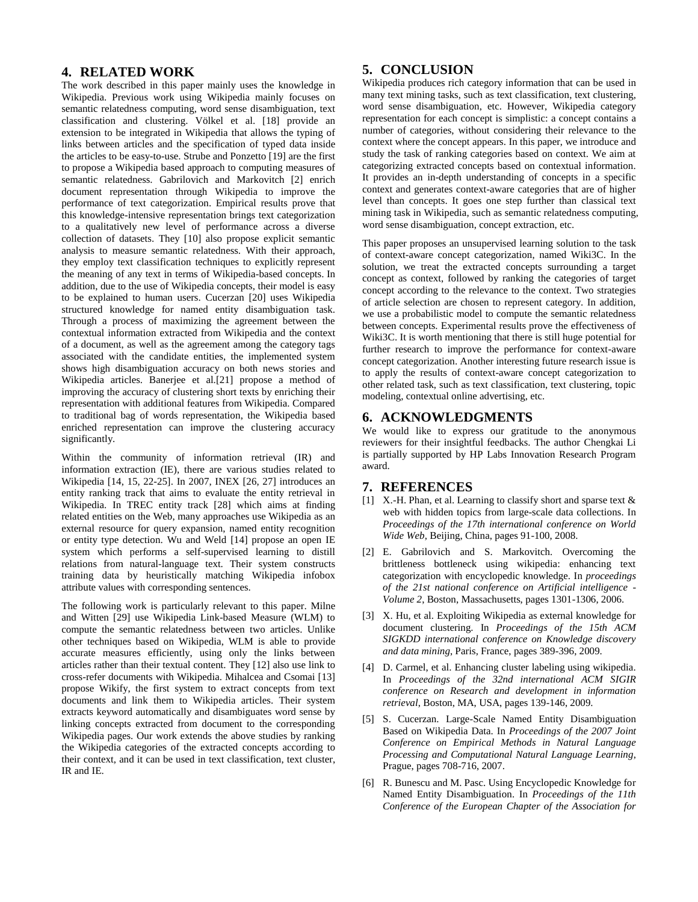## 4. RELATED WORK

The work described in this paper mainly uses the knowledge in Wikipedia. Previous work using Wikipedia mainly focuses on semantic relatedness computing, word sense disambiguation, text classification and clustering. Völkel et al. [18] provide an extension to be integrated in Wikipedia that allows the typing of links between articles and the specification of typed data inside the articles to be easy-to-use. Strube and Ponzetto [19] are the first to propose a Wikipedia based approach to computing measures of semantic relatedness. Gabrilovich and Markovitch [2] enrich document representation through Wikipedia to improve the performance of text categorization. Empirical results prove that this knowledge-intensive representation brings text categorization to a qualitatively new level of performance across a diverse collection of datasets. They [10] also propose explicit semantic analysis to measure semantic relatedness. With their approach, they employ text classification techniques to explicitly represent the meaning of any text in terms of Wikipedia-based concepts. In addition, due to the use of Wikipedia concepts, their model is easy to be explained to human users. Cucerzan [20] uses Wikipedia structured knowledge for named entity disambiguation task. Through a process of maximizing the agreement between the contextual information extracted from Wikipedia and the context of a document, as well as the agreement among the category tags associated with the candidate entities, the implemented system shows high disambiguation accuracy on both news stories and Wikipedia articles. Banerjee et al.[21] propose a method of improving the accuracy of clustering short texts by enriching their representation with additional features from Wikipedia. Compared to traditional bag of words representation, the Wikipedia based enriched representation can improve the clustering accuracy significantly.

Within the community of information retrieval (IR) and information extraction (IE), there are various studies related to Wikipedia [14, 15, 22-25]. In 2007, INEX [26, 27] introduces an entity ranking track that aims to evaluate the entity retrieval in Wikipedia. In TREC entity track [28] which aims at finding related entities on the Web, many approaches use Wikipedia as an external resource for query expansion, named entity recognition or entity type detection. Wu and Weld [14] propose an open IE system which performs a self-supervised learning to distill relations from natural-language text. Their system constructs training data by heuristically matching Wikipedia infobox attribute values with corresponding sentences.

The following work is particularly relevant to this paper. Milne and Witten [29] use Wikipedia Link-based Measure (WLM) to compute the semantic relatedness between two articles. Unlike other techniques based on Wikipedia, WLM is able to provide accurate measures efficiently, using only the links between articles rather than their textual content. They [12] also use link to cross-refer documents with Wikipedia. Mihalcea and Csomai [13] propose Wikify, the first system to extract concepts from text documents and link them to Wikipedia articles. Their system extracts keyword automatically and disambiguates word sense by linking concepts extracted from document to the corresponding Wikipedia pages. Our work extends the above studies by ranking the Wikipedia categories of the extracted concepts according to their context, and it can be used in text classification, text cluster, IR and IE.

## 5. CONCLUSION

Wikipedia produces rich category information that can be used in many text mining tasks, such as text classification, text clustering, word sense disambiguation, etc. However, Wikipedia category representation for each concept is simplistic: a concept contains a number of categories, without considering their relevance to the context where the concept appears. In this paper, we introduce and study the task of ranking categories based on context. We aim at categorizing extracted concepts based on contextual information. It provides an in-depth understanding of concepts in a specific context and generates context-aware categories that are of higher level than concepts. It goes one step further than classical text mining task in Wikipedia, such as semantic relatedness computing, word sense disambiguation, concept extraction, etc.

This paper proposes an unsupervised learning solution to the task of context-aware concept categorization, named Wiki3C. In the solution, we treat the extracted concepts surrounding a target concept as context, followed by ranking the categories of target concept according to the relevance to the context. Two strategies of article selection are chosen to represent category. In addition, we use a probabilistic model to compute the semantic relatedness between concepts. Experimental results prove the effectiveness of Wiki3C. It is worth mentioning that there is still huge potential for further research to improve the performance for context-aware concept categorization. Another interesting future research issue is to apply the results of context-aware concept categorization to other related task, such as text classification, text clustering, topic modeling, contextual online advertising, etc.

## 6. ACKNOWLEDGMENTS

We would like to express our gratitude to the anonymous reviewers for their insightful feedbacks. The author Chengkai Li is partially supported by HP Labs Innovation Research Program award.

## 7. REFERENCES

[1] X.-H. Phan, et al. Learning to classify short and sparse text & web with hidden topics from large-scale data collections. In *Proceedings of the 17th international conference on World Wide Web*, Beijing, China, pages 91-100, 2008.

[2] E. Gabrilovich and S. Markovitch. Overcoming the brittleness bottleneck using wikipedia: enhancing text categorization with encyclopedic knowledge. In *proceedings of the 21st national conference on Artificial intelligence - Volume 2*, Boston, Massachusetts, pages 1301-1306, 2006.

[3] X. Hu, et al. Exploiting Wikipedia as external knowledge for document clustering. In *Proceedings of the 15th ACM SIGKDD international conference on Knowledge discovery and data mining*, Paris, France, pages 389-396, 2009.

[4] D. Carmel, et al. Enhancing cluster labeling using wikipedia. In *Proceedings of the 32nd international ACM SIGIR conference on Research and development in information retrieval*, Boston, MA, USA, pages 139-146, 2009.

[5] S. Cucerzan. Large-Scale Named Entity Disambiguation Based on Wikipedia Data. In *Proceedings of the 2007 Joint Conference on Empirical Methods in Natural Language Processing and Computational Natural Language Learning*, Prague, pages 708-716, 2007.

[6] R. Bunescu and M. Pasc. Using Encyclopedic Knowledge for Named Entity Disambiguation. In *Proceedings of the 11th Conference of the European Chapter of the Association for*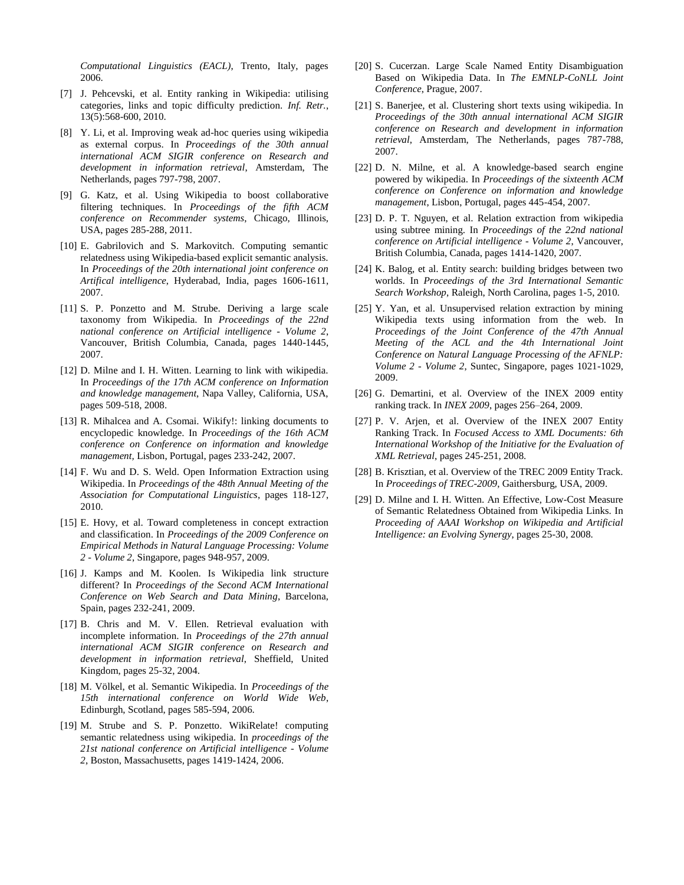*Computational Linguistics (EACL)*, Trento, Italy, pages 2006.

[7] J. Pehcevski, et al. Entity ranking in Wikipedia: utilising categories, links and topic difficulty prediction. *Inf. Retr.*, 13(5):568-600, 2010.

[8] Y. Li, et al. Improving weak ad-hoc queries using wikipedia as external corpus. In *Proceedings of the 30th annual international ACM SIGIR conference on Research and development in information retrieval*, Amsterdam, The Netherlands, pages 797-798, 2007.

[9] G. Katz, et al. Using Wikipedia to boost collaborative filtering techniques. In *Proceedings of the fifth ACM conference on Recommender systems*, Chicago, Illinois, USA, pages 285-288, 2011.

[10] E. Gabrilovich and S. Markovitch. Computing semantic relatedness using Wikipedia-based explicit semantic analysis. In *Proceedings of the 20th international joint conference on Artifical intelligence*, Hyderabad, India, pages 1606-1611, 2007.

[11] S. P. Ponzetto and M. Strube. Deriving a large scale taxonomy from Wikipedia. In *Proceedings of the 22nd national conference on Artificial intelligence - Volume 2*, Vancouver, British Columbia, Canada, pages 1440-1445, 2007.

[12] D. Milne and I. H. Witten. Learning to link with wikipedia. In *Proceedings of the 17th ACM conference on Information and knowledge management*, Napa Valley, California, USA, pages 509-518, 2008.

[13] R. Mihalcea and A. Csomai. Wikify!: linking documents to encyclopedic knowledge. In *Proceedings of the 16th ACM conference on Conference on information and knowledge management*, Lisbon, Portugal, pages 233-242, 2007.

[14] F. Wu and D. S. Weld. Open Information Extraction using Wikipedia. In *Proceedings of the 48th Annual Meeting of the Association for Computational Linguistics*, pages 118-127, 2010.

[15] E. Hovy, et al. Toward completeness in concept extraction and classification. In *Proceedings of the 2009 Conference on Empirical Methods in Natural Language Processing: Volume 2 - Volume 2*, Singapore, pages 948-957, 2009.

[16] J. Kamps and M. Koolen. Is Wikipedia link structure different? In *Proceedings of the Second ACM International Conference on Web Search and Data Mining*, Barcelona, Spain, pages 232-241, 2009.

[17] B. Chris and M. V. Ellen. Retrieval evaluation with incomplete information. In *Proceedings of the 27th annual international ACM SIGIR conference on Research and development in information retrieval*, Sheffield, United Kingdom, pages 25-32, 2004.

[18] M. Völkel, et al. Semantic Wikipedia. In *Proceedings of the 15th international conference on World Wide Web*, Edinburgh, Scotland, pages 585-594, 2006.

[19] M. Strube and S. P. Ponzetto. WikiRelate! computing semantic relatedness using wikipedia. In *proceedings of the 21st national conference on Artificial intelligence - Volume 2*, Boston, Massachusetts, pages 1419-1424, 2006.

[20] S. Cucerzan. Large Scale Named Entity Disambiguation Based on Wikipedia Data. In *The EMNLP-CoNLL Joint Conference*, Prague, 2007.

[21] S. Banerjee, et al. Clustering short texts using wikipedia. In *Proceedings of the 30th annual international ACM SIGIR conference on Research and development in information retrieval*, Amsterdam, The Netherlands, pages 787-788, 2007.

[22] D. N. Milne, et al. A knowledge-based search engine powered by wikipedia. In *Proceedings of the sixteenth ACM conference on Conference on information and knowledge management*, Lisbon, Portugal, pages 445-454, 2007.

[23] D. P. T. Nguyen, et al. Relation extraction from wikipedia using subtree mining. In *Proceedings of the 22nd national conference on Artificial intelligence - Volume 2*, Vancouver, British Columbia, Canada, pages 1414-1420, 2007.

[24] K. Balog, et al. Entity search: building bridges between two worlds. In *Proceedings of the 3rd International Semantic Search Workshop*, Raleigh, North Carolina, pages 1-5, 2010.

[25] Y. Yan, et al. Unsupervised relation extraction by mining Wikipedia texts using information from the web. In *Proceedings of the Joint Conference of the 47th Annual Meeting of the ACL and the 4th International Joint Conference on Natural Language Processing of the AFNLP: Volume 2 - Volume 2*, Suntec, Singapore, pages 1021-1029, 2009.

[26] G. Demartini, et al. Overview of the INEX 2009 entity ranking track. In *INEX 2009*, pages 256–264, 2009.

[27] P. V. Arjen, et al. Overview of the INEX 2007 Entity Ranking Track. In *Focused Access to XML Documents: 6th International Workshop of the Initiative for the Evaluation of XML Retrieval*, pages 245-251, 2008.

[28] B. Krisztian, et al. Overview of the TREC 2009 Entity Track. In *Proceedings of TREC-2009*, Gaithersburg, USA, 2009.

[29] D. Milne and I. H. Witten. An Effective, Low-Cost Measure of Semantic Relatedness Obtained from Wikipedia Links. In *Proceeding of AAAI Workshop on Wikipedia and Artificial Intelligence: an Evolving Synergy*, pages 25-30, 2008.